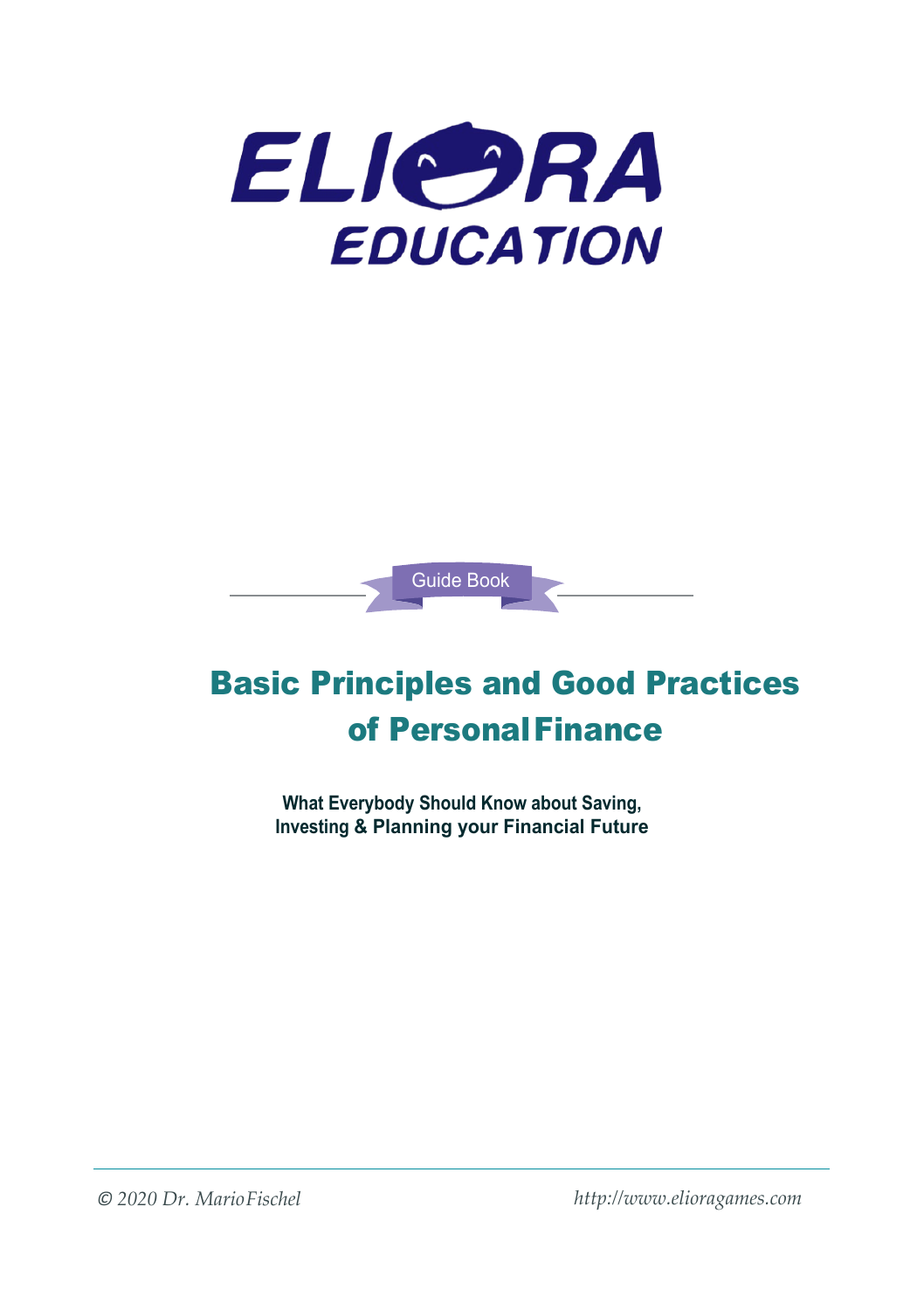ELIORA EDUCATION

Guide Book

# Basic Principles and Good Practices of Personal Finance

**What Everybody Should Know about Saving, Investing & Planning your Financial Future**

*© 2020 Dr. Mario Fischel* *http://www.elioragames.com*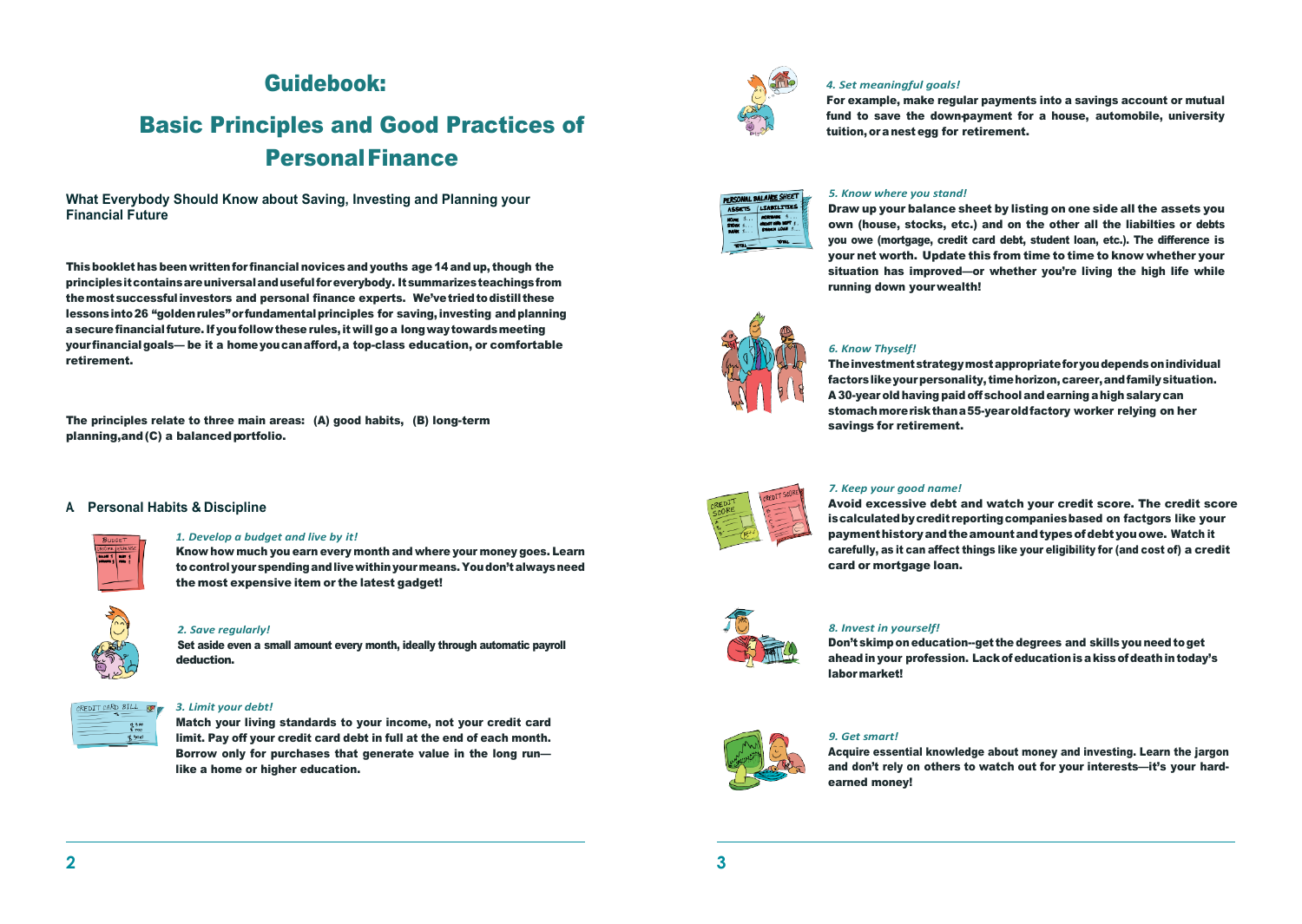# Guidebook:

# Basic Principles and Good Practices of Personal Finance

**What Everybody Should Know about Saving, Investing and Planning your Financial Future**

**This booklet has been written for financial novices and youths age 14 and up, though the principles it contains are universal and useful for everybody. It summarizes teachings from the most successful investors and personal finance experts. We've tried to distill these lessons into 26 "golden rules" or fundamental principles for saving, investing and planning a secure financial future. If you follow these rules, it will go a long way towards meeting your financial goals— be it a home you can afford, a top-class education, or comfortable retirement.**

**The principles relate to three main areas: (A) good habits, (B) long-term planning, and (C) a balanced portfolio.**

## A Personal Habits & Discipline

*1. Develop a budget and live by it!*

**Know how much you earn every month and where your money goes. Learn to control your spending and live within your means. You don't always need the most expensive item or the latest gadget!**

*2. Save regularly!*

**Set aside even a small amount every month, ideally through automatic payroll deduction.**

*3. Limit your debt!*

**Match your living standards to your income, not your credit card limit. Pay off your credit card debt in full at the end of each month. Borrow only for purchases that generate value in the long run— like a home or higher education.**

*4. Set meaningful goals!*

**For example, make regular payments into a savings account or mutual fund to save the down-payment for a house, automobile, university tuition, or a nest egg for retirement.**

*5. Know where you stand!*

**Draw up your balance sheet by listing on one side all the assets you own (house, stocks, etc.) and on the other all the liabilties or debts you owe (mortgage, credit card debt, student loan, etc.). The difference is your net worth. Update this from time to time to know whether your situation has improved—or whether you're living the high life while running down your wealth!**

*6. Know Thyself!*

**The investment strategy most appropriate for you depends on individual factors like your personality, time horizon, career, and family situation. A 30-year old having paid off school and earning a high salary can stomach more risk than a 55-year old factory worker relying on her savings for retirement.**

*7. Keep your good name!*

**Avoid excessive debt and watch your credit score. The credit score is calculated by credit reporting companies based on factgors like your payment history and the amount and types of debt you owe. Watch it carefully, as it can affect things like your eligibility for (and cost of) a credit card or mortgage loan.**

*8. Invest in yourself!*

**Don't skimp on education--get the degrees and skills you need to get ahead in your profession. Lack of education is a kiss of death in today's labor market!**

*9. Get smart!*

**Acquire essential knowledge about money and investing. Learn the jargon and don't rely on others to watch out for your interests—it's your hard-earned money!**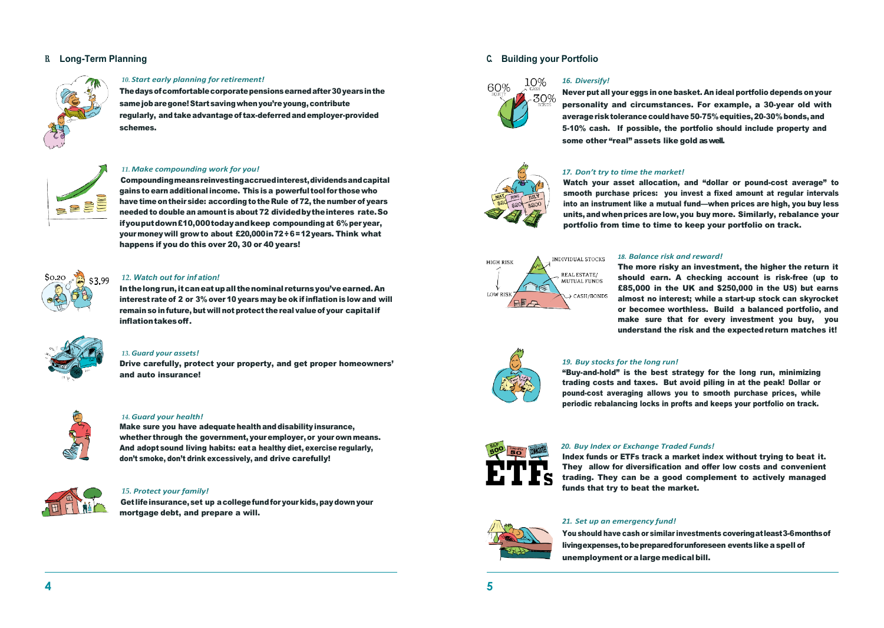## B. Long-Term Planning

*10. Start early planning for retirement!*

**The days of comfortable corporate pensions earned after 30 years in the same job are gone! Start saving when you're young, contribute regularly, and take advantage of tax-deferred and employer-provided schemes.**

*11. Make compounding work for you!*

**Compounding means reinvesting accrued interest, dividends and capital gains to earn additional income. This is a powerful tool for those who have time on their side: according to the Rule of 72, the number of years needed to double an amount is about 72 divided by the interes rate. So if you put down £10,000 today and keep compounding at 6% per year, your money will grow to about £20,000 in 72 ÷ 6 = 12 years. Think what happens if you do this over 20, 30 or 40 years!**

*12. Watch out for inf ation!*

**In the long run, it can eat up all the nominal returns you've earned. An interest rate of 2 or 3% over 10 years may be ok if inflation is low and will remain so in future, but will not protect the real value of your capital if inflation takes off.**

*13. Guard your assets!*

**Drive carefully, protect your property, and get proper homeowners' and auto insurance!**

*14. Guard your health!*

**Make sure you have adequate health and disability insurance, whether through the government, your employer, or your own means. And adopt sound living habits: eat a healthy diet, exercise regularly, don't smoke, don't drink excessively, and drive carefully!**

*15. Protect your family!*

**Get life insurance, set up a college fund for your kids, pay down your mortgage debt, and prepare a will.**

## C. Building your Portfolio

*16. Diversify!*

**Never put all your eggs in one basket. An ideal portfolio depends on your personality and circumstances. For example, a 30-year old with average risk tolerance could have 50-75% equities, 20-30% bonds, and 5-10% cash. If possible, the portfolio should include property and some other "real" assets like gold as well.**

*17. Don't try to time the market!*

**Watch your asset allocation, and "dollar or pound-cost average" to smooth purchase prices: you invest a fixed amount at regular intervals into an instrument like a mutual fund—when prices are high, you buy less units, and when prices are low, you buy more. Similarly, rebalance your portfolio from time to time to keep your portfolio on track.**

*18. Balance risk and reward!*

**The more risky an investment, the higher the return it should earn. A checking account is risk-free (up to £85,000 in the UK and $250,000 in the US) but earns almost no interest; while a start-up stock can skyrocket or becomee worthless. Build a balanced portfolio, and make sure that for every investment you buy, you understand the risk and the expected return matches it!**

*19. Buy stocks for the long run!*

**"Buy-and-hold" is the best strategy for the long run, minimizing trading costs and taxes. But avoid piling in at the peak! Dollar or pound-cost averaging allows you to smooth purchase prices, while periodic rebalancing locks in profts and keeps your portfolio on track.**

*20. Buy Index or Exchange Traded Funds!*

**Index funds or ETFs track a market index without trying to beat it. They allow for diversification and offer low costs and convenient trading. They can be a good complement to actively managed funds that try to beat the market.**

*21. Set up an emergency fund!*

**You should have cash or similar investments covering at least 3-6 months of living expenses, to be prepared for unforeseen events like a spell of unemployment or a large medical bill.**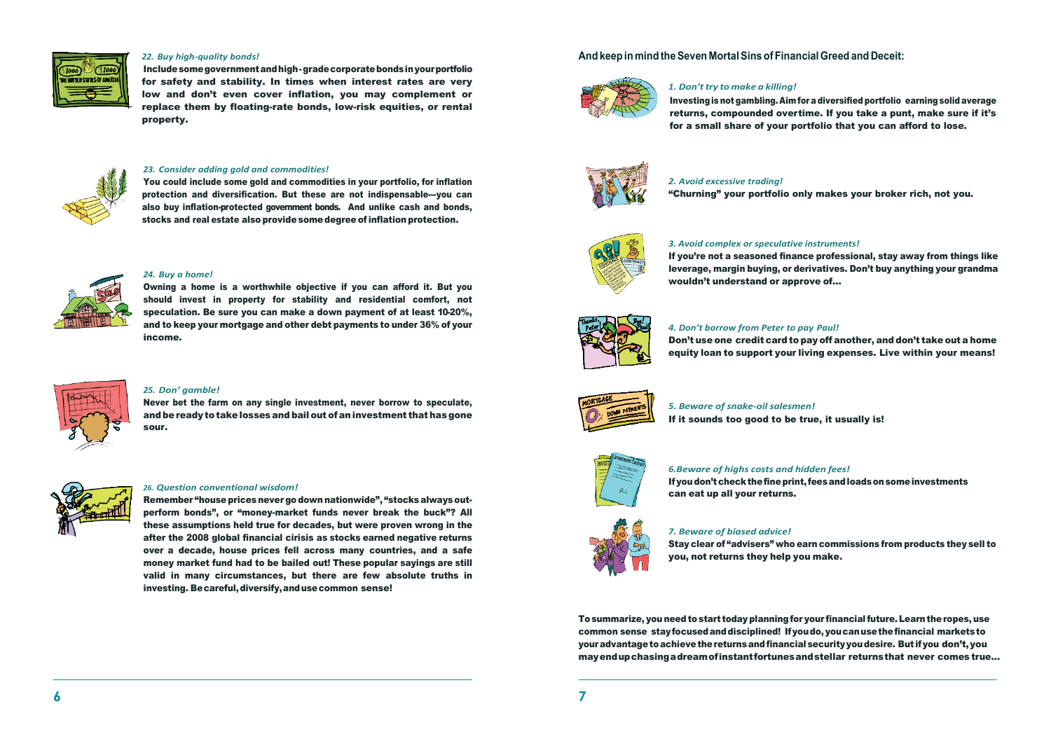### *22. Buy high-quality bonds!*

Include some government and high-grade corporate bonds in your portfolio for safety and stability. In times when interest rates are very low and don't even cover inflation, you may complement or replace them by floating-rate bonds, low-risk equities, or rental property.

### *23. Consider adding gold and commodities!*

You could include some gold and commodities in your portfolio, for inflation protection and diversification. But these are not indispensable---you can also buy inflation-protected government bonds. And unlike cash and bonds, stocks and real estate also provide some degree of inflation protection.

### *24. Buy a home!*

Owning a home is a worthwhile objective if you can afford it. But you should invest in property for stability and residential comfort, not speculation. Be sure you can make a down payment of at least 10-20%, and to keep your mortgage and other debt payments to under 36% of your income.

### *25. Don' gamble!*

Never bet the farm on any single investment, never borrow to speculate, and be ready to take losses and bail out of an investment that has gone sour.

### *26. Question conventional wisdom!*

Remember "house prices never go down nationwide", "stocks always outperform bonds", or "money-market funds never break the buck"? All these assumptions held true for decades, but were proven wrong in the after the 2008 global financial cirisis as stocks earned negative returns over a decade, house prices fell across many countries, and a safe money market fund had to be bailed out! These popular sayings are still valid in many circumstances, but there are few absolute truths in investing. Be careful, diversify, and use common sense!

## And keep in mind the Seven Mortal Sins of Financial Greed and Deceit:

### *1. Don't try to make a killing!*

Investing is not gambling. Aim for a diversified portfolio earning solid average returns, compounded overtime. If you take a punt, make sure if it's for a small share of your portfolio that you can afford to lose.

### *2. Avoid excessive trading!*

"Churning" your portfolio only makes your broker rich, not you.

### *3. Avoid complex or speculative instruments!*

If you're not a seasoned finance professional, stay away from things like leverage, margin buying, or derivatives. Don't buy anything your grandma wouldn't understand or approve of...

### *4. Don't borrow from Peter to pay Paul!*

Don't use one credit card to pay off another, and don't take out a home equity loan to support your living expenses. Live within your means!

### *5. Beware of snake-oil salesmen!*

If it sounds too good to be true, it usually is!

### *6.Beware of highs costs and hidden fees!*

If you don't check the fine print, fees and loads on some investments can eat up all your returns.

### *7. Beware of biased advice!*

Stay clear of "advisers" who earn commissions from products they sell to you, not returns they help you make.

To summarize, you need to start today planning for your financial future. Learn the ropes, use common sense stay focused and disciplined! If you do, you can use the financial markets to your advantage to achieve the returns and financial security you desire. But if you don't, you may end up chasing a dream of instant fortunes and stellar returns that never comes true...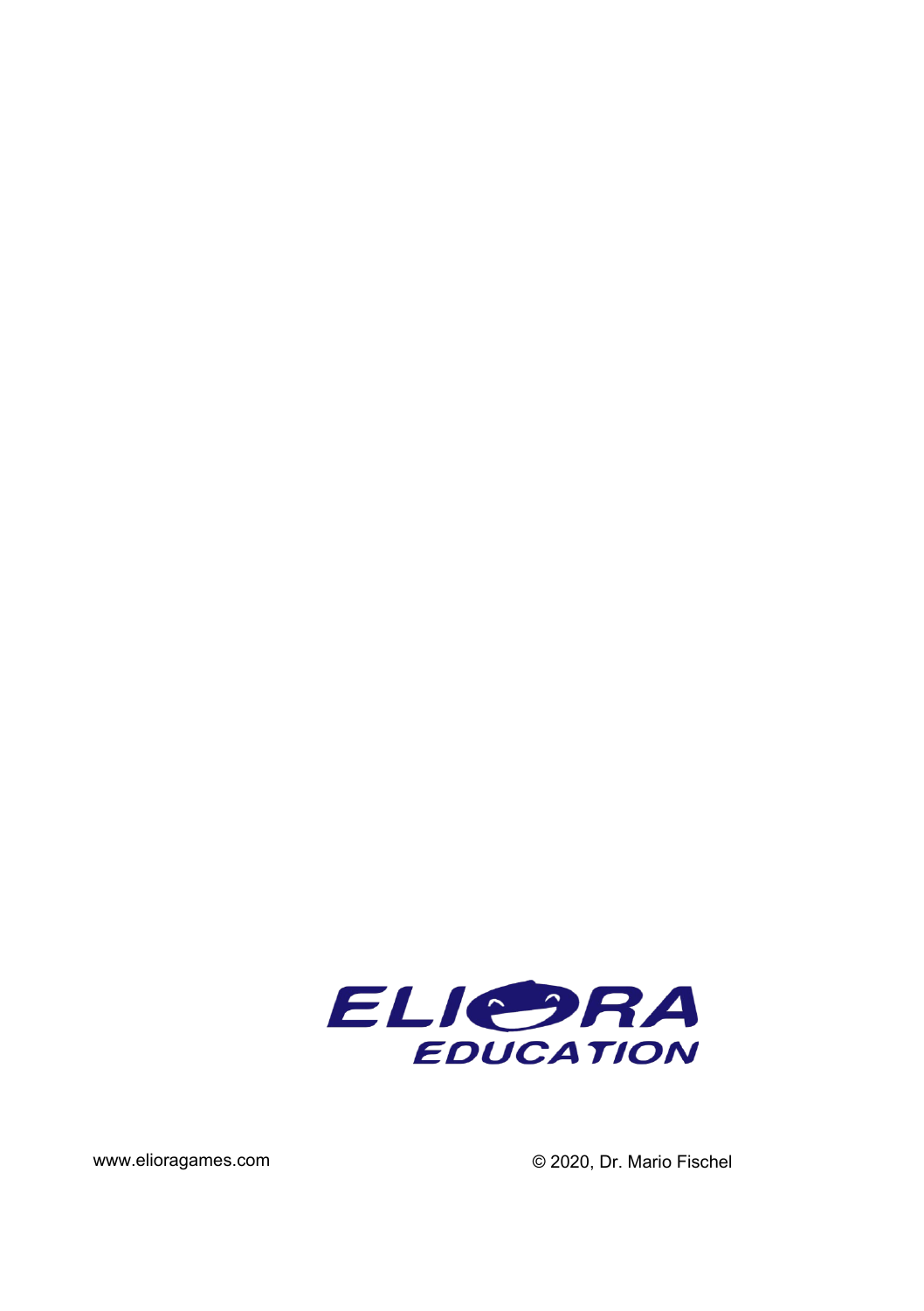ELIORA
EDUCATION

www.elioragames.com

© 2020, Dr. Mario Fischel